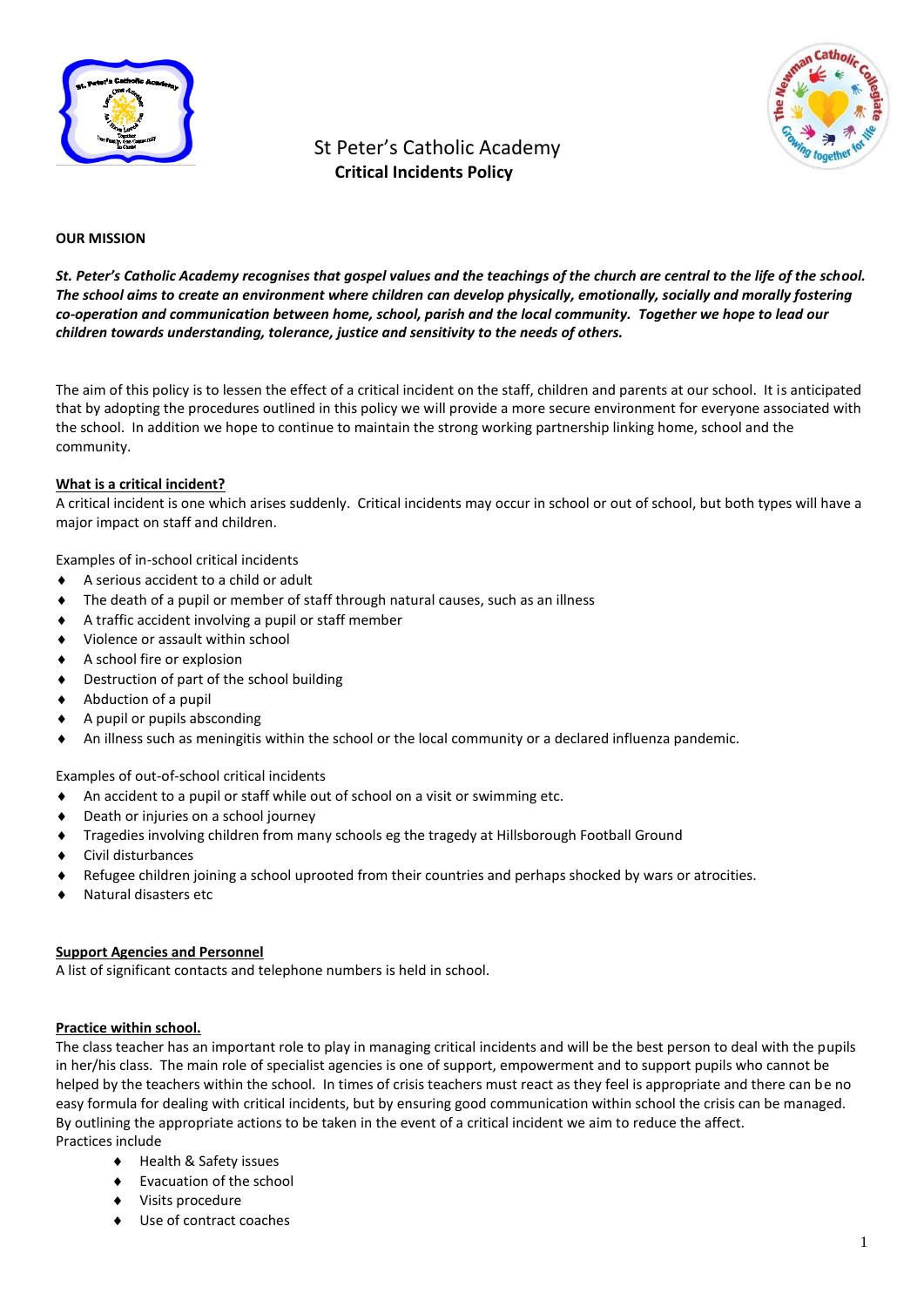# St Peter's Catholic Academy
## Critical Incidents Policy

**OUR MISSION**

***St. Peter's Catholic Academy recognises that gospel values and the teachings of the church are central to the life of the school. The school aims to create an environment where children can develop physically, emotionally, socially and morally fostering co-operation and communication between home, school, parish and the local community. Together we hope to lead our children towards understanding, tolerance, justice and sensitivity to the needs of others.***

The aim of this policy is to lessen the effect of a critical incident on the staff, children and parents at our school. It is anticipated that by adopting the procedures outlined in this policy we will provide a more secure environment for everyone associated with the school. In addition we hope to continue to maintain the strong working partnership linking home, school and the community.

**What is a critical incident?**

A critical incident is one which arises suddenly. Critical incidents may occur in school or out of school, but both types will have a major impact on staff and children.

Examples of in-school critical incidents

- A serious accident to a child or adult
- The death of a pupil or member of staff through natural causes, such as an illness
- A traffic accident involving a pupil or staff member
- Violence or assault within school
- A school fire or explosion
- Destruction of part of the school building
- Abduction of a pupil
- A pupil or pupils absconding
- An illness such as meningitis within the school or the local community or a declared influenza pandemic.

Examples of out-of-school critical incidents

- An accident to a pupil or staff while out of school on a visit or swimming etc.
- Death or injuries on a school journey
- Tragedies involving children from many schools eg the tragedy at Hillsborough Football Ground
- Civil disturbances
- Refugee children joining a school uprooted from their countries and perhaps shocked by wars or atrocities.
- Natural disasters etc

**Support Agencies and Personnel**

A list of significant contacts and telephone numbers is held in school.

**Practice within school.**

The class teacher has an important role to play in managing critical incidents and will be the best person to deal with the pupils in her/his class. The main role of specialist agencies is one of support, empowerment and to support pupils who cannot be helped by the teachers within the school. In times of crisis teachers must react as they feel is appropriate and there can be no easy formula for dealing with critical incidents, but by ensuring good communication within school the crisis can be managed. By outlining the appropriate actions to be taken in the event of a critical incident we aim to reduce the affect.

Practices include

- Health & Safety issues
- Evacuation of the school
- Visits procedure
- Use of contract coaches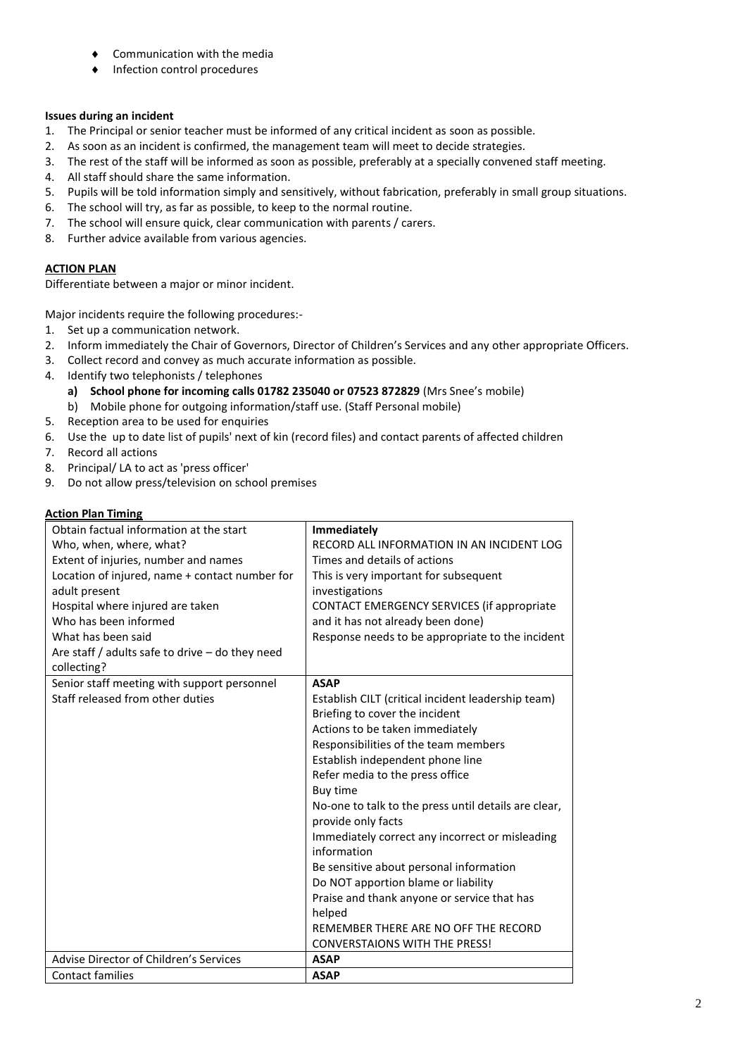- Communication with the media
- Infection control procedures

**Issues during an incident**

1. The Principal or senior teacher must be informed of any critical incident as soon as possible.
2. As soon as an incident is confirmed, the management team will meet to decide strategies.
3. The rest of the staff will be informed as soon as possible, preferably at a specially convened staff meeting.
4. All staff should share the same information.
5. Pupils will be told information simply and sensitively, without fabrication, preferably in small group situations.
6. The school will try, as far as possible, to keep to the normal routine.
7. The school will ensure quick, clear communication with parents / carers.
8. Further advice available from various agencies.

**ACTION PLAN**

Differentiate between a major or minor incident.

Major incidents require the following procedures:-

1. Set up a communication network.
2. Inform immediately the Chair of Governors, Director of Children's Services and any other appropriate Officers.
3. Collect record and convey as much accurate information as possible.
4. Identify two telephonists / telephones
   a) **School phone for incoming calls 01782 235040 or 07523 872829** (Mrs Snee's mobile)
   b) Mobile phone for outgoing information/staff use. (Staff Personal mobile)
5. Reception area to be used for enquiries
6. Use the up to date list of pupils' next of kin (record files) and contact parents of affected children
7. Record all actions
8. Principal/ LA to act as 'press officer'
9. Do not allow press/television on school premises

**Action Plan Timing**

| | |
|---|---|
| Obtain factual information at the start<br>Who, when, where, what?<br>Extent of injuries, number and names<br>Location of injured, name + contact number for adult present<br>Hospital where injured are taken<br>Who has been informed<br>What has been said<br>Are staff / adults safe to drive – do they need collecting? | **Immediately**<br>RECORD ALL INFORMATION IN AN INCIDENT LOG<br>Times and details of actions<br>This is very important for subsequent investigations<br>CONTACT EMERGENCY SERVICES (if appropriate and it has not already been done)<br>Response needs to be appropriate to the incident |
| Senior staff meeting with support personnel<br>Staff released from other duties | **ASAP**<br>Establish CILT (critical incident leadership team)<br>Briefing to cover the incident<br>Actions to be taken immediately<br>Responsibilities of the team members<br>Establish independent phone line<br>Refer media to the press office<br>Buy time<br>No-one to talk to the press until details are clear, provide only facts<br>Immediately correct any incorrect or misleading information<br>Be sensitive about personal information<br>Do NOT apportion blame or liability<br>Praise and thank anyone or service that has helped<br>REMEMBER THERE ARE NO OFF THE RECORD CONVERSTAIONS WITH THE PRESS! |
| Advise Director of Children's Services | **ASAP** |
| Contact families | **ASAP** |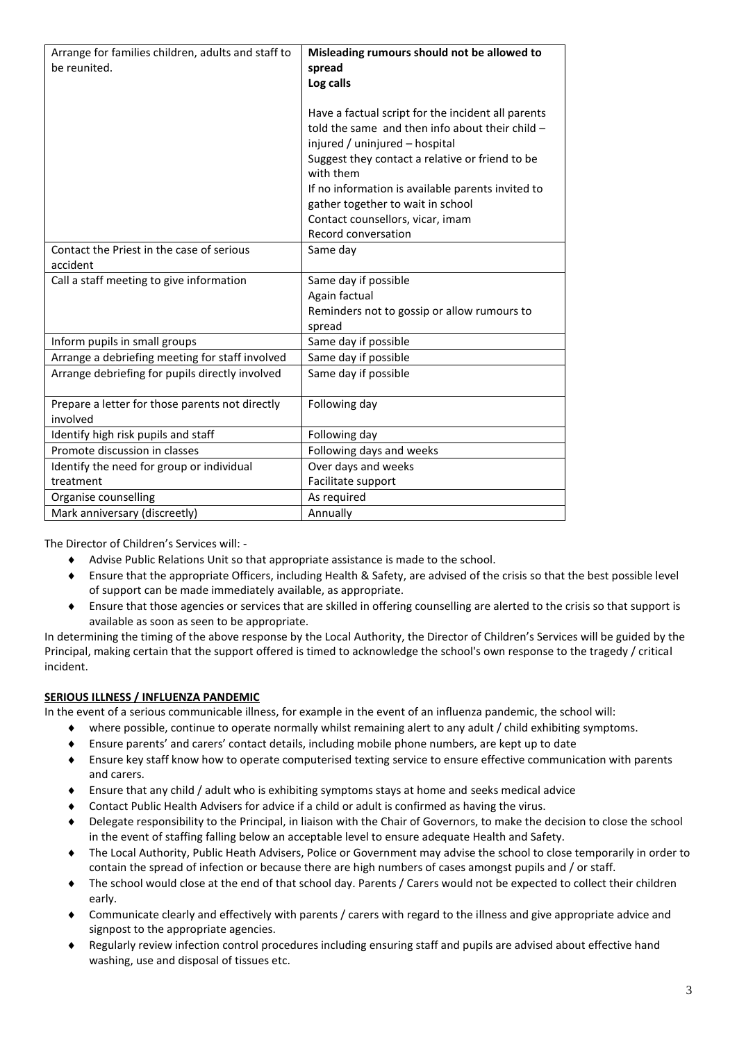| | |
|---|---|
| Arrange for families children, adults and staff to be reunited. | **Misleading rumours should not be allowed to spread**<br>**Log calls**<br><br>Have a factual script for the incident all parents told the same and then info about their child – injured / uninjured – hospital<br>Suggest they contact a relative or friend to be with them<br>If no information is available parents invited to gather together to wait in school<br>Contact counsellors, vicar, imam<br>Record conversation |
| Contact the Priest in the case of serious accident | Same day |
| Call a staff meeting to give information | Same day if possible<br>Again factual<br>Reminders not to gossip or allow rumours to spread |
| Inform pupils in small groups | Same day if possible |
| Arrange a debriefing meeting for staff involved | Same day if possible |
| Arrange debriefing for pupils directly involved | Same day if possible |
| Prepare a letter for those parents not directly involved | Following day |
| Identify high risk pupils and staff | Following day |
| Promote discussion in classes | Following days and weeks |
| Identify the need for group or individual treatment | Over days and weeks<br>Facilitate support |
| Organise counselling | As required |
| Mark anniversary (discreetly) | Annually |

The Director of Children's Services will: -

- Advise Public Relations Unit so that appropriate assistance is made to the school.
- Ensure that the appropriate Officers, including Health & Safety, are advised of the crisis so that the best possible level of support can be made immediately available, as appropriate.
- Ensure that those agencies or services that are skilled in offering counselling are alerted to the crisis so that support is available as soon as seen to be appropriate.

In determining the timing of the above response by the Local Authority, the Director of Children's Services will be guided by the Principal, making certain that the support offered is timed to acknowledge the school's own response to the tragedy / critical incident.

**SERIOUS ILLNESS / INFLUENZA PANDEMIC**

In the event of a serious communicable illness, for example in the event of an influenza pandemic, the school will:

- where possible, continue to operate normally whilst remaining alert to any adult / child exhibiting symptoms.
- Ensure parents' and carers' contact details, including mobile phone numbers, are kept up to date
- Ensure key staff know how to operate computerised texting service to ensure effective communication with parents and carers.
- Ensure that any child / adult who is exhibiting symptoms stays at home and seeks medical advice
- Contact Public Health Advisers for advice if a child or adult is confirmed as having the virus.
- Delegate responsibility to the Principal, in liaison with the Chair of Governors, to make the decision to close the school in the event of staffing falling below an acceptable level to ensure adequate Health and Safety.
- The Local Authority, Public Heath Advisers, Police or Government may advise the school to close temporarily in order to contain the spread of infection or because there are high numbers of cases amongst pupils and / or staff.
- The school would close at the end of that school day. Parents / Carers would not be expected to collect their children early.
- Communicate clearly and effectively with parents / carers with regard to the illness and give appropriate advice and signpost to the appropriate agencies.
- Regularly review infection control procedures including ensuring staff and pupils are advised about effective hand washing, use and disposal of tissues etc.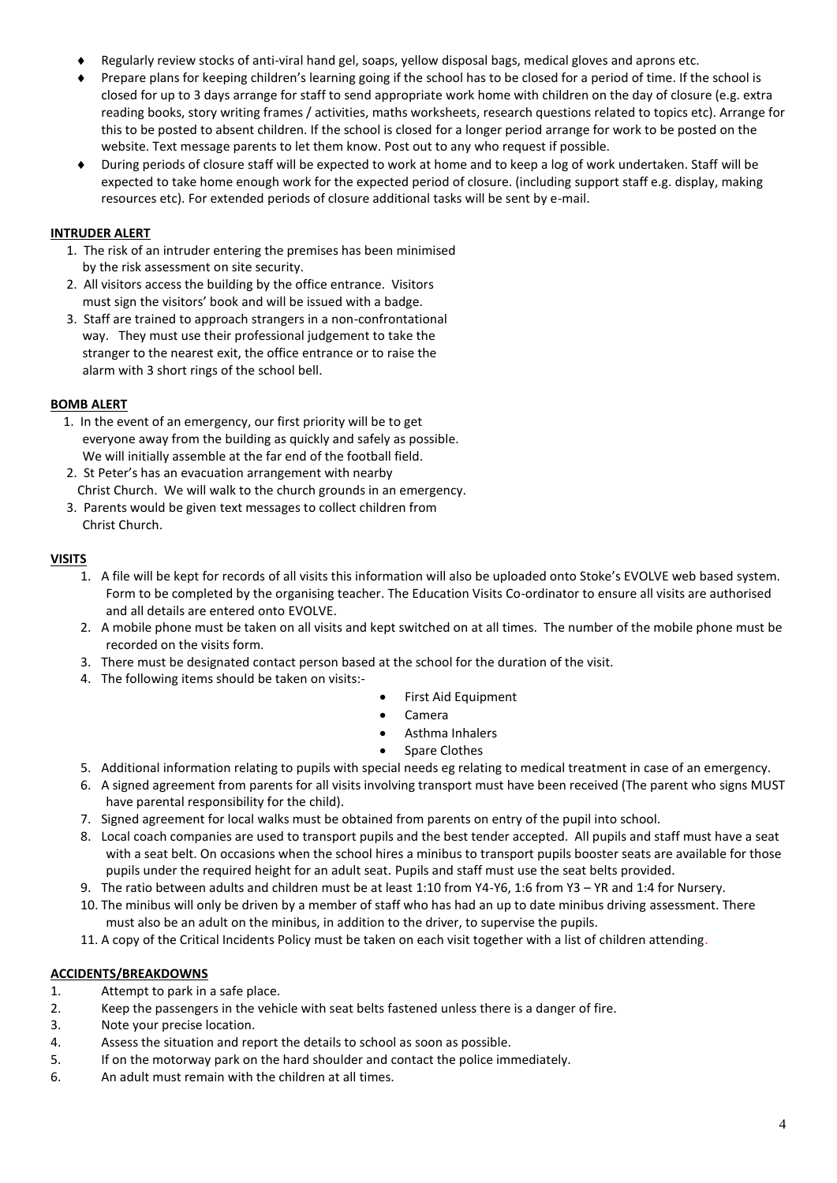- Regularly review stocks of anti-viral hand gel, soaps, yellow disposal bags, medical gloves and aprons etc.
- Prepare plans for keeping children's learning going if the school has to be closed for a period of time. If the school is closed for up to 3 days arrange for staff to send appropriate work home with children on the day of closure (e.g. extra reading books, story writing frames / activities, maths worksheets, research questions related to topics etc). Arrange for this to be posted to absent children. If the school is closed for a longer period arrange for work to be posted on the website. Text message parents to let them know. Post out to any who request if possible.
- During periods of closure staff will be expected to work at home and to keep a log of work undertaken. Staff will be expected to take home enough work for the expected period of closure. (including support staff e.g. display, making resources etc). For extended periods of closure additional tasks will be sent by e-mail.

**INTRUDER ALERT**

1. The risk of an intruder entering the premises has been minimised by the risk assessment on site security.
2. All visitors access the building by the office entrance. Visitors must sign the visitors' book and will be issued with a badge.
3. Staff are trained to approach strangers in a non-confrontational way. They must use their professional judgement to take the stranger to the nearest exit, the office entrance or to raise the alarm with 3 short rings of the school bell.

**BOMB ALERT**

1. In the event of an emergency, our first priority will be to get everyone away from the building as quickly and safely as possible. We will initially assemble at the far end of the football field.
2. St Peter's has an evacuation arrangement with nearby Christ Church. We will walk to the church grounds in an emergency.
3. Parents would be given text messages to collect children from Christ Church.

**VISITS**

1. A file will be kept for records of all visits this information will also be uploaded onto Stoke's EVOLVE web based system. Form to be completed by the organising teacher. The Education Visits Co-ordinator to ensure all visits are authorised and all details are entered onto EVOLVE.
2. A mobile phone must be taken on all visits and kept switched on at all times. The number of the mobile phone must be recorded on the visits form.
3. There must be designated contact person based at the school for the duration of the visit.
4. The following items should be taken on visits:-
   - First Aid Equipment
   - Camera
   - Asthma Inhalers
   - Spare Clothes
5. Additional information relating to pupils with special needs eg relating to medical treatment in case of an emergency.
6. A signed agreement from parents for all visits involving transport must have been received (The parent who signs MUST have parental responsibility for the child).
7. Signed agreement for local walks must be obtained from parents on entry of the pupil into school.
8. Local coach companies are used to transport pupils and the best tender accepted. All pupils and staff must have a seat with a seat belt. On occasions when the school hires a minibus to transport pupils booster seats are available for those pupils under the required height for an adult seat. Pupils and staff must use the seat belts provided.
9. The ratio between adults and children must be at least 1:10 from Y4-Y6, 1:6 from Y3 – YR and 1:4 for Nursery.
10. The minibus will only be driven by a member of staff who has had an up to date minibus driving assessment. There must also be an adult on the minibus, in addition to the driver, to supervise the pupils.
11. A copy of the Critical Incidents Policy must be taken on each visit together with a list of children attending.

**ACCIDENTS/BREAKDOWNS**

1. Attempt to park in a safe place.
2. Keep the passengers in the vehicle with seat belts fastened unless there is a danger of fire.
3. Note your precise location.
4. Assess the situation and report the details to school as soon as possible.
5. If on the motorway park on the hard shoulder and contact the police immediately.
6. An adult must remain with the children at all times.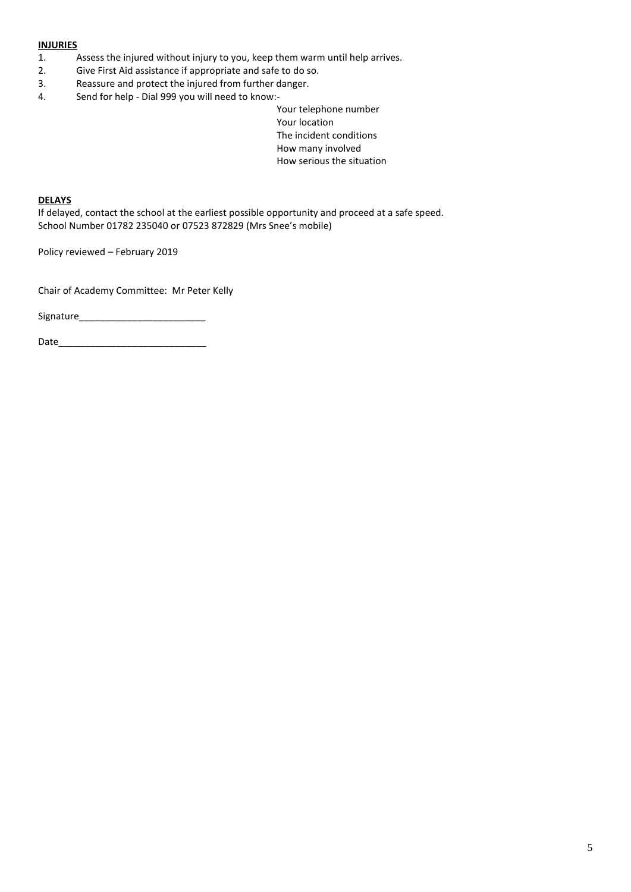**INJURIES**

1. Assess the injured without injury to you, keep them warm until help arrives.
2. Give First Aid assistance if appropriate and safe to do so.
3. Reassure and protect the injured from further danger.
4. Send for help - Dial 999 you will need to know:-
   - Your telephone number
   - Your location
   - The incident conditions
   - How many involved
   - How serious the situation

**DELAYS**

If delayed, contact the school at the earliest possible opportunity and proceed at a safe speed.
School Number 01782 235040 or 07523 872829 (Mrs Snee's mobile)

Policy reviewed – February 2019

Chair of Academy Committee: Mr Peter Kelly

Signature________________________

Date____________________________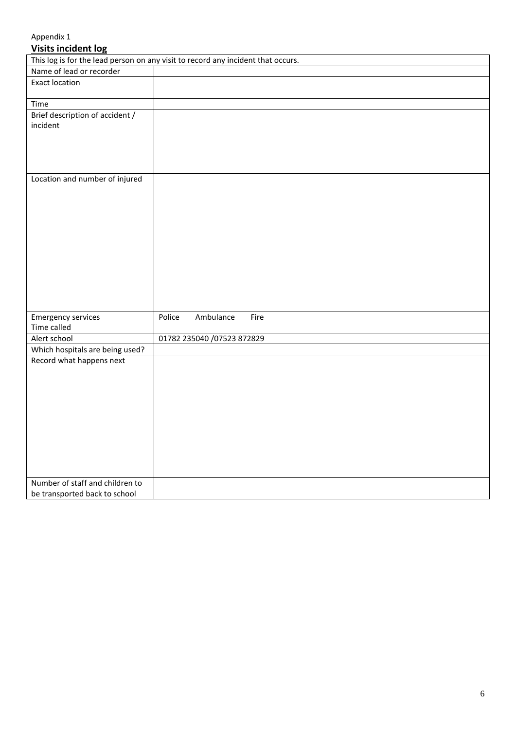Appendix 1

## **Visits incident log**

| This log is for the lead person on any visit to record any incident that occurs. | |
|---|---|
| Name of lead or recorder | |
| Exact location | |
| Time | |
| Brief description of accident / incident | |
| Location and number of injured | |
| Emergency services<br>Time called | Police Ambulance Fire |
| Alert school | 01782 235040 /07523 872829 |
| Which hospitals are being used? | |
| Record what happens next | |
| Number of staff and children to be transported back to school | |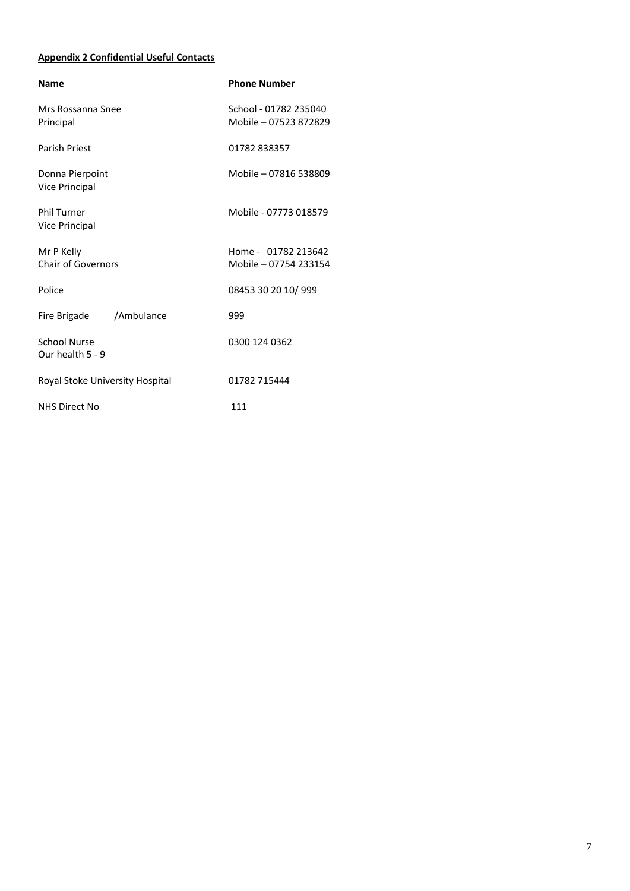**Appendix 2 Confidential Useful Contacts**

| Name | Phone Number |
|---|---|
| Mrs Rossanna Snee<br>Principal | School - 01782 235040<br>Mobile – 07523 872829 |
| Parish Priest | 01782 838357 |
| Donna Pierpoint<br>Vice Principal | Mobile – 07816 538809 |
| Phil Turner<br>Vice Principal | Mobile - 07773 018579 |
| Mr P Kelly<br>Chair of Governors | Home - 01782 213642<br>Mobile – 07754 233154 |
| Police | 08453 30 20 10/ 999 |
| Fire Brigade /Ambulance | 999 |
| School Nurse<br>Our health 5 - 9 | 0300 124 0362 |
| Royal Stoke University Hospital | 01782 715444 |
| NHS Direct No | 111 |